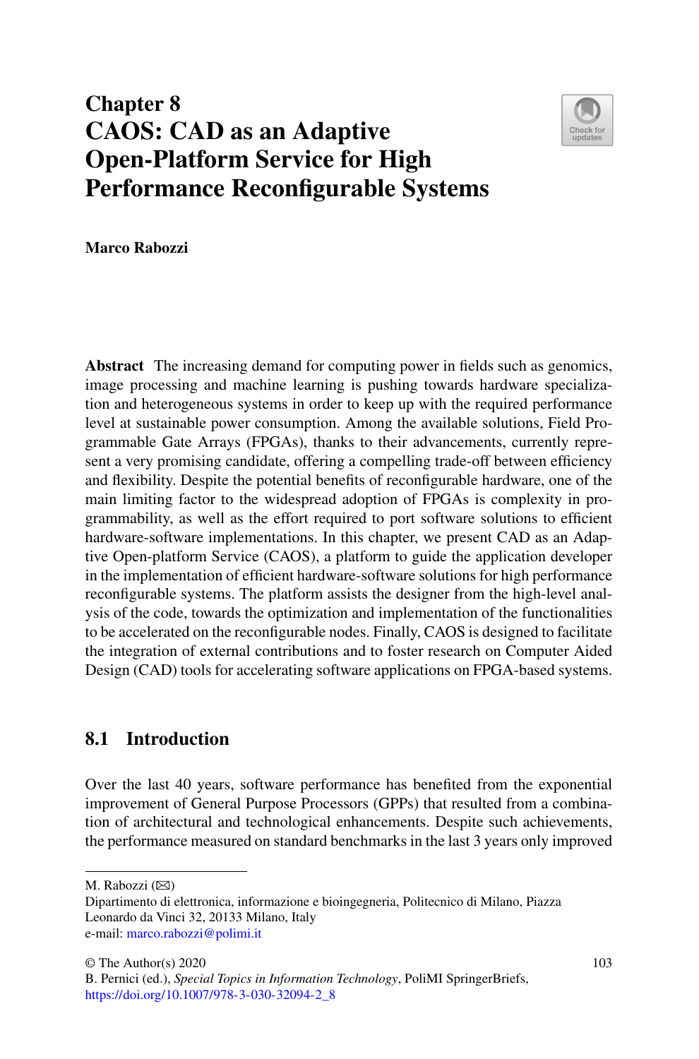# Chapter 8
# CAOS: CAD as an Adaptive Open-Platform Service for High Performance Reconfigurable Systems

**Marco Rabozzi**

**Abstract** The increasing demand for computing power in fields such as genomics, image processing and machine learning is pushing towards hardware specialization and heterogeneous systems in order to keep up with the required performance level at sustainable power consumption. Among the available solutions, Field Programmable Gate Arrays (FPGAs), thanks to their advancements, currently represent a very promising candidate, offering a compelling trade-off between efficiency and flexibility. Despite the potential benefits of reconfigurable hardware, one of the main limiting factor to the widespread adoption of FPGAs is complexity in programmability, as well as the effort required to port software solutions to efficient hardware-software implementations. In this chapter, we present CAD as an Adaptive Open-platform Service (CAOS), a platform to guide the application developer in the implementation of efficient hardware-software solutions for high performance reconfigurable systems. The platform assists the designer from the high-level analysis of the code, towards the optimization and implementation of the functionalities to be accelerated on the reconfigurable nodes. Finally, CAOS is designed to facilitate the integration of external contributions and to foster research on Computer Aided Design (CAD) tools for accelerating software applications on FPGA-based systems.

## 8.1 Introduction

Over the last 40 years, software performance has benefited from the exponential improvement of General Purpose Processors (GPPs) that resulted from a combination of architectural and technological enhancements. Despite such achievements, the performance measured on standard benchmarks in the last 3 years only improved

---

M. Rabozzi (✉)
Dipartimento di elettronica, informazione e bioingegneria, Politecnico di Milano, Piazza Leonardo da Vinci 32, 20133 Milano, Italy
e-mail: marco.rabozzi@polimi.it

© The Author(s) 2020
B. Pernici (ed.), *Special Topics in Information Technology*, PoliMI SpringerBriefs,
https://doi.org/10.1007/978-3-030-32094-2_8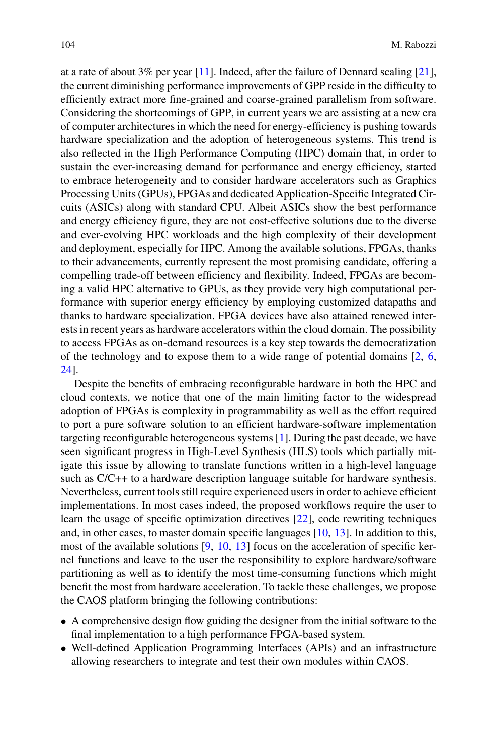at a rate of about 3% per year [11]. Indeed, after the failure of Dennard scaling [21], the current diminishing performance improvements of GPP reside in the difficulty to efficiently extract more fine-grained and coarse-grained parallelism from software. Considering the shortcomings of GPP, in current years we are assisting at a new era of computer architectures in which the need for energy-efficiency is pushing towards hardware specialization and the adoption of heterogeneous systems. This trend is also reflected in the High Performance Computing (HPC) domain that, in order to sustain the ever-increasing demand for performance and energy efficiency, started to embrace heterogeneity and to consider hardware accelerators such as Graphics Processing Units (GPUs), FPGAs and dedicated Application-Specific Integrated Circuits (ASICs) along with standard CPU. Albeit ASICs show the best performance and energy efficiency figure, they are not cost-effective solutions due to the diverse and ever-evolving HPC workloads and the high complexity of their development and deployment, especially for HPC. Among the available solutions, FPGAs, thanks to their advancements, currently represent the most promising candidate, offering a compelling trade-off between efficiency and flexibility. Indeed, FPGAs are becoming a valid HPC alternative to GPUs, as they provide very high computational performance with superior energy efficiency by employing customized datapaths and thanks to hardware specialization. FPGA devices have also attained renewed interests in recent years as hardware accelerators within the cloud domain. The possibility to access FPGAs as on-demand resources is a key step towards the democratization of the technology and to expose them to a wide range of potential domains [2, 6, 24].

Despite the benefits of embracing reconfigurable hardware in both the HPC and cloud contexts, we notice that one of the main limiting factor to the widespread adoption of FPGAs is complexity in programmability as well as the effort required to port a pure software solution to an efficient hardware-software implementation targeting reconfigurable heterogeneous systems [1]. During the past decade, we have seen significant progress in High-Level Synthesis (HLS) tools which partially mitigate this issue by allowing to translate functions written in a high-level language such as C/C++ to a hardware description language suitable for hardware synthesis. Nevertheless, current tools still require experienced users in order to achieve efficient implementations. In most cases indeed, the proposed workflows require the user to learn the usage of specific optimization directives [22], code rewriting techniques and, in other cases, to master domain specific languages [10, 13]. In addition to this, most of the available solutions [9, 10, 13] focus on the acceleration of specific kernel functions and leave to the user the responsibility to explore hardware/software partitioning as well as to identify the most time-consuming functions which might benefit the most from hardware acceleration. To tackle these challenges, we propose the CAOS platform bringing the following contributions:

- A comprehensive design flow guiding the designer from the initial software to the final implementation to a high performance FPGA-based system.
- Well-defined Application Programming Interfaces (APIs) and an infrastructure allowing researchers to integrate and test their own modules within CAOS.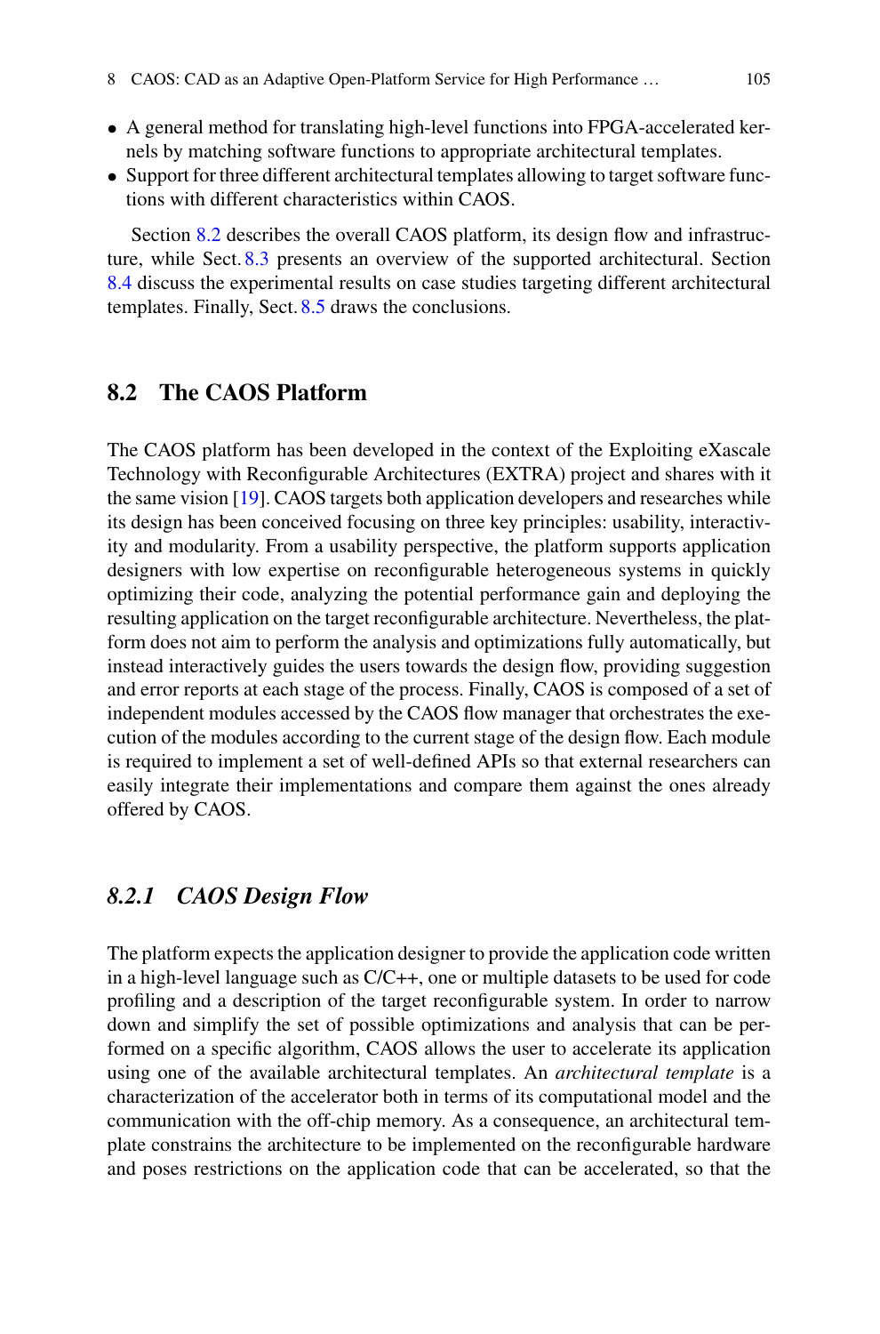- A general method for translating high-level functions into FPGA-accelerated kernels by matching software functions to appropriate architectural templates.
- Support for three different architectural templates allowing to target software functions with different characteristics within CAOS.

Section 8.2 describes the overall CAOS platform, its design flow and infrastructure, while Sect. 8.3 presents an overview of the supported architectural. Section 8.4 discuss the experimental results on case studies targeting different architectural templates. Finally, Sect. 8.5 draws the conclusions.

## 8.2 The CAOS Platform

The CAOS platform has been developed in the context of the Exploiting eXascale Technology with Reconfigurable Architectures (EXTRA) project and shares with it the same vision [19]. CAOS targets both application developers and researches while its design has been conceived focusing on three key principles: usability, interactivity and modularity. From a usability perspective, the platform supports application designers with low expertise on reconfigurable heterogeneous systems in quickly optimizing their code, analyzing the potential performance gain and deploying the resulting application on the target reconfigurable architecture. Nevertheless, the platform does not aim to perform the analysis and optimizations fully automatically, but instead interactively guides the users towards the design flow, providing suggestion and error reports at each stage of the process. Finally, CAOS is composed of a set of independent modules accessed by the CAOS flow manager that orchestrates the execution of the modules according to the current stage of the design flow. Each module is required to implement a set of well-defined APIs so that external researchers can easily integrate their implementations and compare them against the ones already offered by CAOS.

### *8.2.1 CAOS Design Flow*

The platform expects the application designer to provide the application code written in a high-level language such as C/C++, one or multiple datasets to be used for code profiling and a description of the target reconfigurable system. In order to narrow down and simplify the set of possible optimizations and analysis that can be performed on a specific algorithm, CAOS allows the user to accelerate its application using one of the available architectural templates. An *architectural template* is a characterization of the accelerator both in terms of its computational model and the communication with the off-chip memory. As a consequence, an architectural template constrains the architecture to be implemented on the reconfigurable hardware and poses restrictions on the application code that can be accelerated, so that the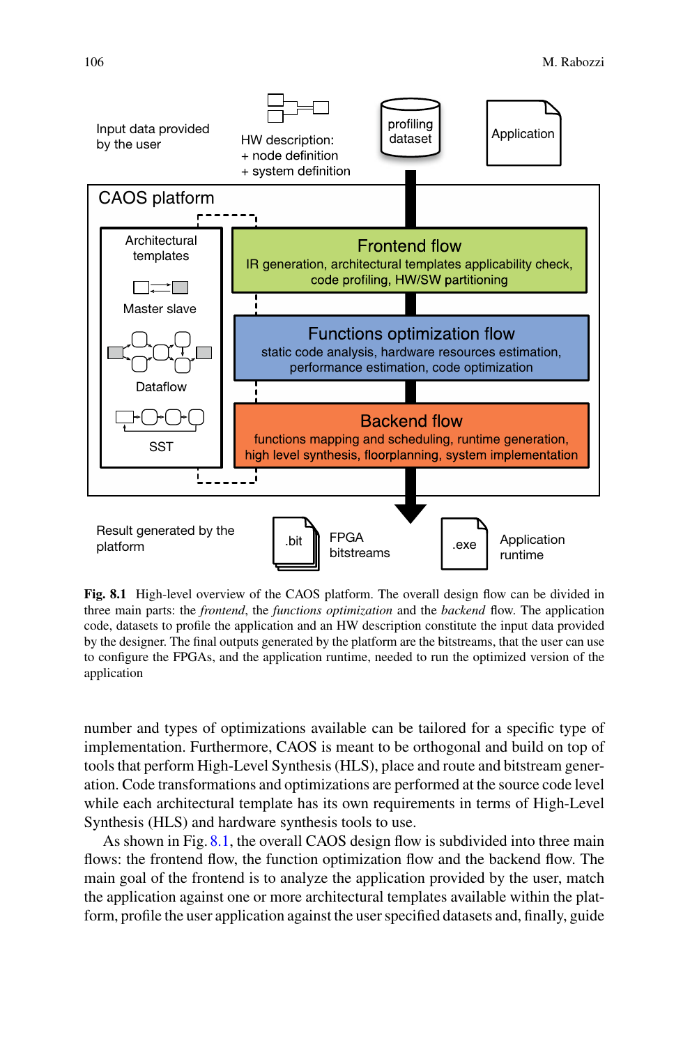**Fig. 8.1** High-level overview of the CAOS platform. The overall design flow can be divided in three main parts: the *frontend*, the *functions optimization* and the *backend* flow. The application code, datasets to profile the application and an HW description constitute the input data provided by the designer. The final outputs generated by the platform are the bitstreams, that the user can use to configure the FPGAs, and the application runtime, needed to run the optimized version of the application

number and types of optimizations available can be tailored for a specific type of implementation. Furthermore, CAOS is meant to be orthogonal and build on top of tools that perform High-Level Synthesis (HLS), place and route and bitstream generation. Code transformations and optimizations are performed at the source code level while each architectural template has its own requirements in terms of High-Level Synthesis (HLS) and hardware synthesis tools to use.

As shown in Fig. 8.1, the overall CAOS design flow is subdivided into three main flows: the frontend flow, the function optimization flow and the backend flow. The main goal of the frontend is to analyze the application provided by the user, match the application against one or more architectural templates available within the platform, profile the user application against the user specified datasets and, finally, guide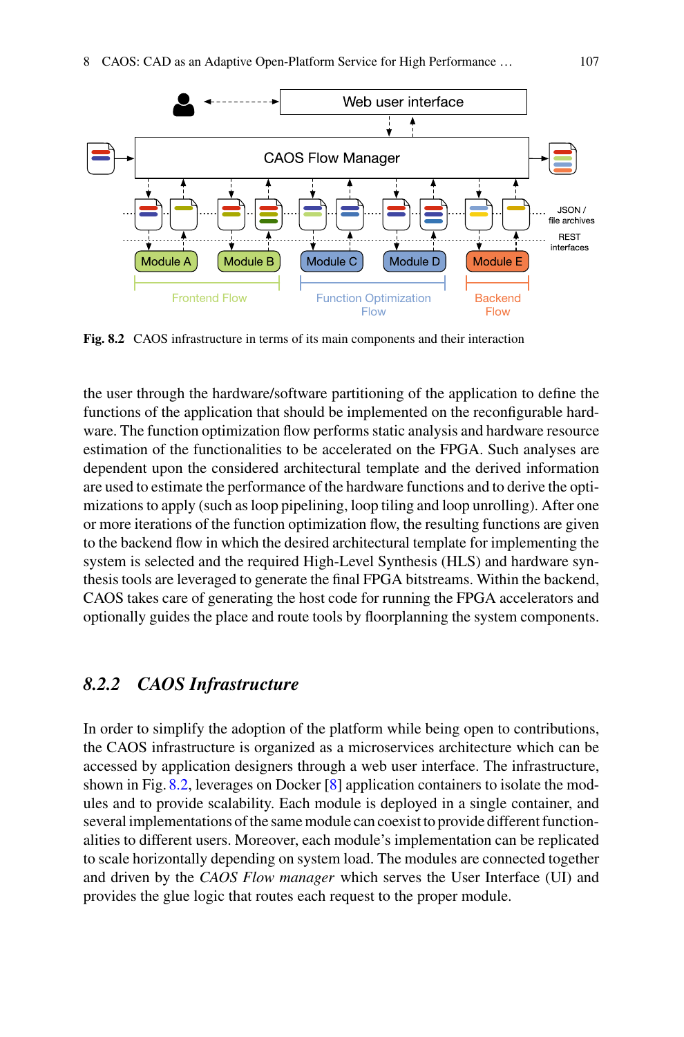Web user interface

CAOS Flow Manager

JSON / file archives

REST interfaces

Module A

Module B

Module C

Module D

Module E

Frontend Flow

Function Optimization Flow

Backend Flow

**Fig. 8.2** CAOS infrastructure in terms of its main components and their interaction

the user through the hardware/software partitioning of the application to define the functions of the application that should be implemented on the reconfigurable hardware. The function optimization flow performs static analysis and hardware resource estimation of the functionalities to be accelerated on the FPGA. Such analyses are dependent upon the considered architectural template and the derived information are used to estimate the performance of the hardware functions and to derive the optimizations to apply (such as loop pipelining, loop tiling and loop unrolling). After one or more iterations of the function optimization flow, the resulting functions are given to the backend flow in which the desired architectural template for implementing the system is selected and the required High-Level Synthesis (HLS) and hardware synthesis tools are leveraged to generate the final FPGA bitstreams. Within the backend, CAOS takes care of generating the host code for running the FPGA accelerators and optionally guides the place and route tools by floorplanning the system components.

### *8.2.2 CAOS Infrastructure*

In order to simplify the adoption of the platform while being open to contributions, the CAOS infrastructure is organized as a microservices architecture which can be accessed by application designers through a web user interface. The infrastructure, shown in Fig. 8.2, leverages on Docker [8] application containers to isolate the modules and to provide scalability. Each module is deployed in a single container, and several implementations of the same module can coexist to provide different functionalities to different users. Moreover, each module's implementation can be replicated to scale horizontally depending on system load. The modules are connected together and driven by the *CAOS Flow manager* which serves the User Interface (UI) and provides the glue logic that routes each request to the proper module.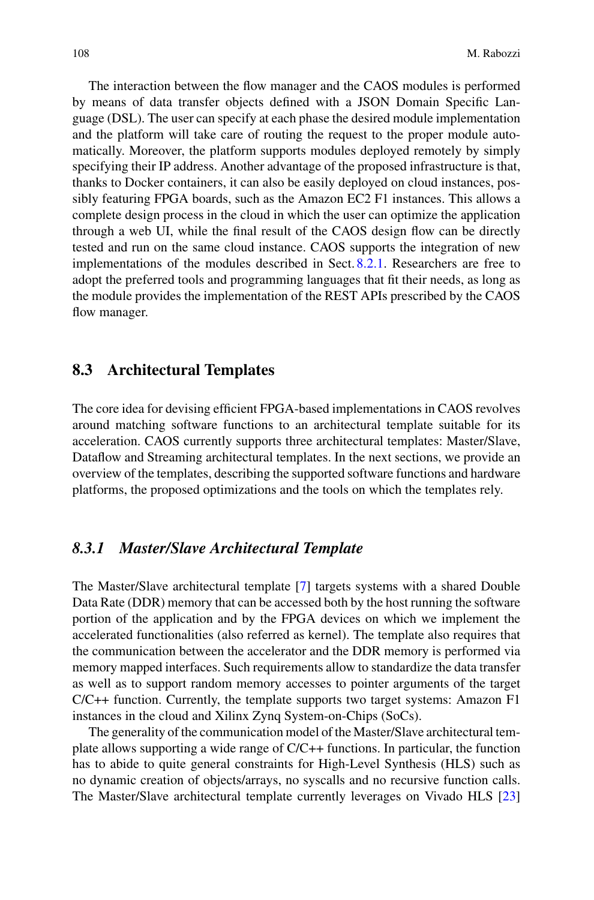The interaction between the flow manager and the CAOS modules is performed by means of data transfer objects defined with a JSON Domain Specific Language (DSL). The user can specify at each phase the desired module implementation and the platform will take care of routing the request to the proper module automatically. Moreover, the platform supports modules deployed remotely by simply specifying their IP address. Another advantage of the proposed infrastructure is that, thanks to Docker containers, it can also be easily deployed on cloud instances, possibly featuring FPGA boards, such as the Amazon EC2 F1 instances. This allows a complete design process in the cloud in which the user can optimize the application through a web UI, while the final result of the CAOS design flow can be directly tested and run on the same cloud instance. CAOS supports the integration of new implementations of the modules described in Sect. 8.2.1. Researchers are free to adopt the preferred tools and programming languages that fit their needs, as long as the module provides the implementation of the REST APIs prescribed by the CAOS flow manager.

## 8.3 Architectural Templates

The core idea for devising efficient FPGA-based implementations in CAOS revolves around matching software functions to an architectural template suitable for its acceleration. CAOS currently supports three architectural templates: Master/Slave, Dataflow and Streaming architectural templates. In the next sections, we provide an overview of the templates, describing the supported software functions and hardware platforms, the proposed optimizations and the tools on which the templates rely.

### *8.3.1 Master/Slave Architectural Template*

The Master/Slave architectural template [7] targets systems with a shared Double Data Rate (DDR) memory that can be accessed both by the host running the software portion of the application and by the FPGA devices on which we implement the accelerated functionalities (also referred as kernel). The template also requires that the communication between the accelerator and the DDR memory is performed via memory mapped interfaces. Such requirements allow to standardize the data transfer as well as to support random memory accesses to pointer arguments of the target C/C++ function. Currently, the template supports two target systems: Amazon F1 instances in the cloud and Xilinx Zynq System-on-Chips (SoCs).

The generality of the communication model of the Master/Slave architectural template allows supporting a wide range of C/C++ functions. In particular, the function has to abide to quite general constraints for High-Level Synthesis (HLS) such as no dynamic creation of objects/arrays, no syscalls and no recursive function calls. The Master/Slave architectural template currently leverages on Vivado HLS [23]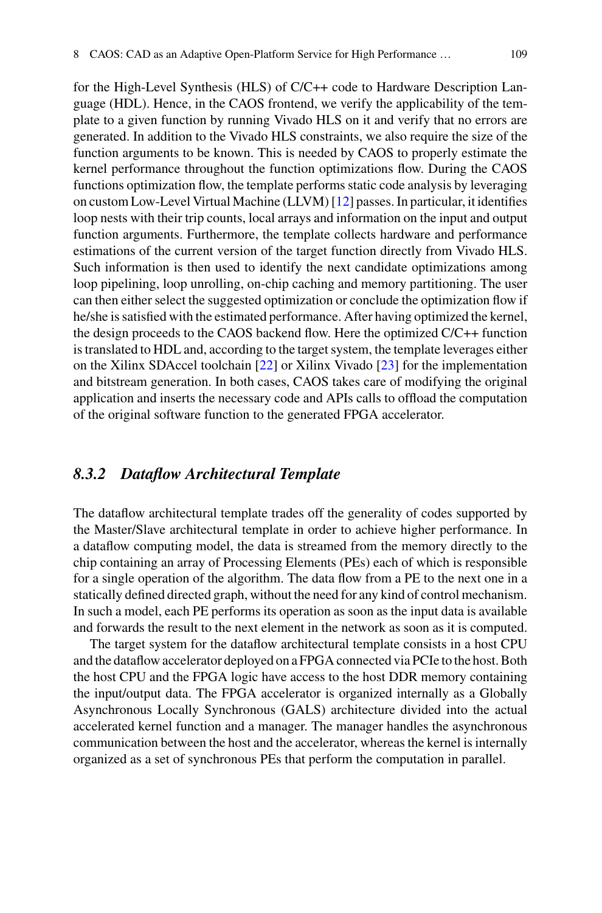for the High-Level Synthesis (HLS) of C/C++ code to Hardware Description Language (HDL). Hence, in the CAOS frontend, we verify the applicability of the template to a given function by running Vivado HLS on it and verify that no errors are generated. In addition to the Vivado HLS constraints, we also require the size of the function arguments to be known. This is needed by CAOS to properly estimate the kernel performance throughout the function optimizations flow. During the CAOS functions optimization flow, the template performs static code analysis by leveraging on custom Low-Level Virtual Machine (LLVM) [12] passes. In particular, it identifies loop nests with their trip counts, local arrays and information on the input and output function arguments. Furthermore, the template collects hardware and performance estimations of the current version of the target function directly from Vivado HLS. Such information is then used to identify the next candidate optimizations among loop pipelining, loop unrolling, on-chip caching and memory partitioning. The user can then either select the suggested optimization or conclude the optimization flow if he/she is satisfied with the estimated performance. After having optimized the kernel, the design proceeds to the CAOS backend flow. Here the optimized C/C++ function is translated to HDL and, according to the target system, the template leverages either on the Xilinx SDAccel toolchain [22] or Xilinx Vivado [23] for the implementation and bitstream generation. In both cases, CAOS takes care of modifying the original application and inserts the necessary code and APIs calls to offload the computation of the original software function to the generated FPGA accelerator.

### *8.3.2 Dataflow Architectural Template*

The dataflow architectural template trades off the generality of codes supported by the Master/Slave architectural template in order to achieve higher performance. In a dataflow computing model, the data is streamed from the memory directly to the chip containing an array of Processing Elements (PEs) each of which is responsible for a single operation of the algorithm. The data flow from a PE to the next one in a statically defined directed graph, without the need for any kind of control mechanism. In such a model, each PE performs its operation as soon as the input data is available and forwards the result to the next element in the network as soon as it is computed.

The target system for the dataflow architectural template consists in a host CPU and the dataflow accelerator deployed on a FPGA connected via PCIe to the host. Both the host CPU and the FPGA logic have access to the host DDR memory containing the input/output data. The FPGA accelerator is organized internally as a Globally Asynchronous Locally Synchronous (GALS) architecture divided into the actual accelerated kernel function and a manager. The manager handles the asynchronous communication between the host and the accelerator, whereas the kernel is internally organized as a set of synchronous PEs that perform the computation in parallel.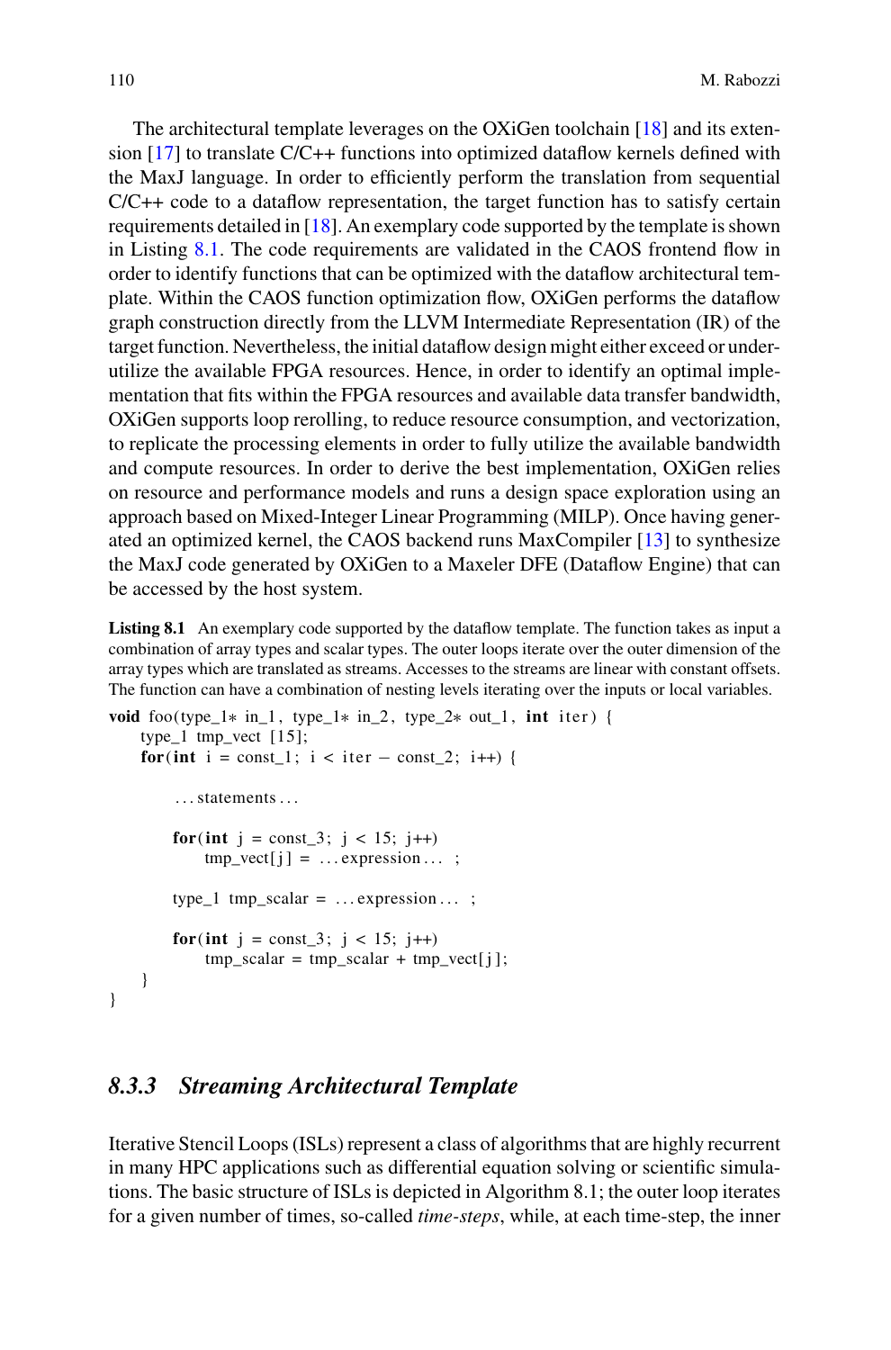The architectural template leverages on the OXiGen toolchain [18] and its extension [17] to translate C/C++ functions into optimized dataflow kernels defined with the MaxJ language. In order to efficiently perform the translation from sequential C/C++ code to a dataflow representation, the target function has to satisfy certain requirements detailed in [18]. An exemplary code supported by the template is shown in Listing 8.1. The code requirements are validated in the CAOS frontend flow in order to identify functions that can be optimized with the dataflow architectural template. Within the CAOS function optimization flow, OXiGen performs the dataflow graph construction directly from the LLVM Intermediate Representation (IR) of the target function. Nevertheless, the initial dataflow design might either exceed or underutilize the available FPGA resources. Hence, in order to identify an optimal implementation that fits within the FPGA resources and available data transfer bandwidth, OXiGen supports loop rerolling, to reduce resource consumption, and vectorization, to replicate the processing elements in order to fully utilize the available bandwidth and compute resources. In order to derive the best implementation, OXiGen relies on resource and performance models and runs a design space exploration using an approach based on Mixed-Integer Linear Programming (MILP). Once having generated an optimized kernel, the CAOS backend runs MaxCompiler [13] to synthesize the MaxJ code generated by OXiGen to a Maxeler DFE (Dataflow Engine) that can be accessed by the host system.

**Listing 8.1** An exemplary code supported by the dataflow template. The function takes as input a combination of array types and scalar types. The outer loops iterate over the outer dimension of the array types which are translated as streams. Accesses to the streams are linear with constant offsets. The function can have a combination of nesting levels iterating over the inputs or local variables.

```
void foo(type_1* in_1, type_1* in_2, type_2* out_1, int iter) {
    type_1 tmp_vect [15];
    for(int i = const_1; i < iter - const_2; i++) {

        ...statements...

        for(int j = const_3; j < 15; j++)
            tmp_vect[j] = ...expression... ;

        type_1 tmp_scalar = ...expression... ;

        for(int j = const_3; j < 15; j++)
            tmp_scalar = tmp_scalar + tmp_vect[j];
    }
}
```

### 8.3.3 Streaming Architectural Template

Iterative Stencil Loops (ISLs) represent a class of algorithms that are highly recurrent in many HPC applications such as differential equation solving or scientific simulations. The basic structure of ISLs is depicted in Algorithm 8.1; the outer loop iterates for a given number of times, so-called *time-steps*, while, at each time-step, the inner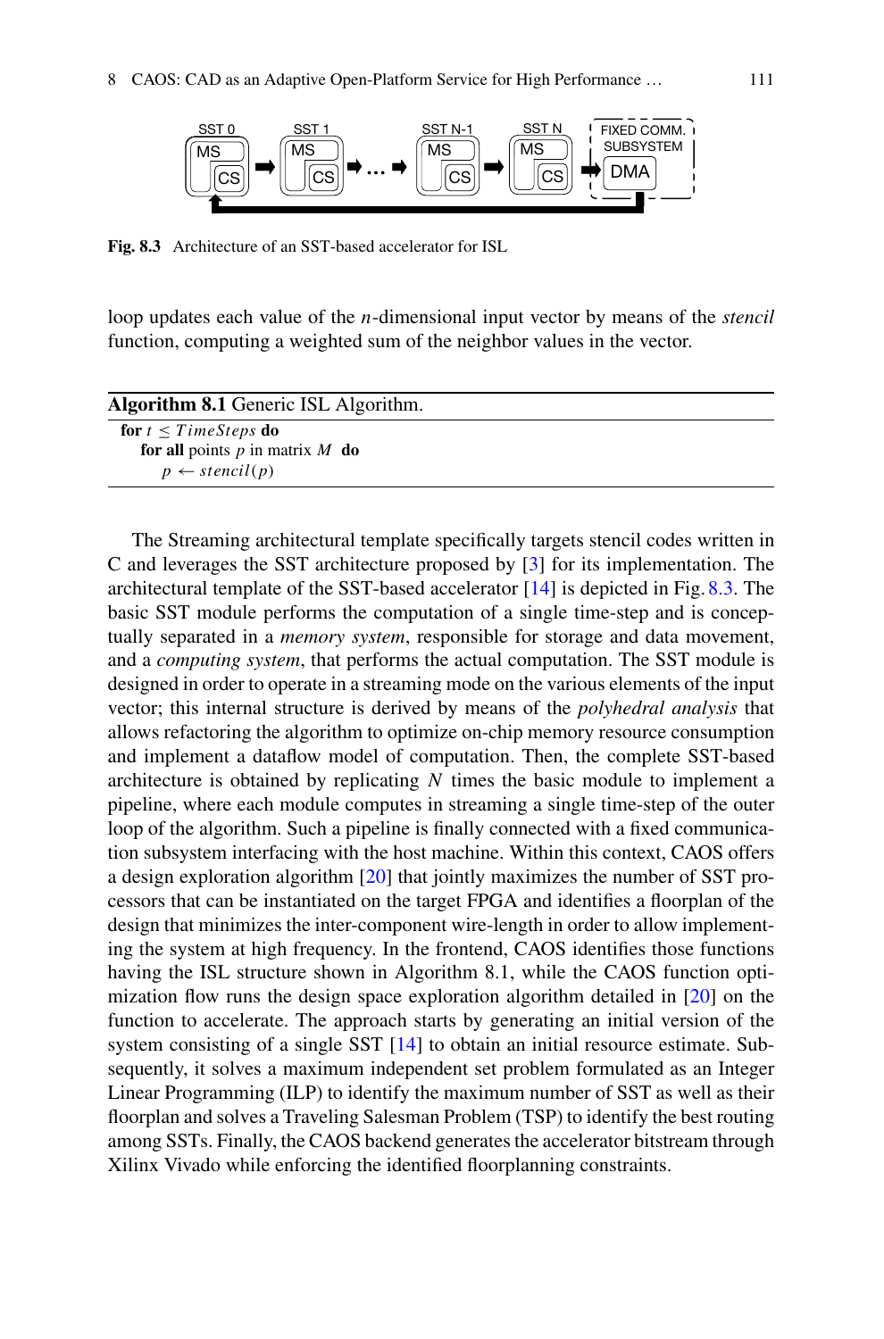Fig. 8.3 Architecture of an SST-based accelerator for ISL

loop updates each value of the $n$-dimensional input vector by means of the *stencil* function, computing a weighted sum of the neighbor values in the vector.

**Algorithm 8.1** Generic ISL Algorithm.

```
for t ≤ TimeSteps do
    for all points p in matrix M do
        p ← stencil(p)
```

The Streaming architectural template specifically targets stencil codes written in C and leverages the SST architecture proposed by [3] for its implementation. The architectural template of the SST-based accelerator [14] is depicted in Fig. 8.3. The basic SST module performs the computation of a single time-step and is conceptually separated in a *memory system*, responsible for storage and data movement, and a *computing system*, that performs the actual computation. The SST module is designed in order to operate in a streaming mode on the various elements of the input vector; this internal structure is derived by means of the *polyhedral analysis* that allows refactoring the algorithm to optimize on-chip memory resource consumption and implement a dataflow model of computation. Then, the complete SST-based architecture is obtained by replicating $N$ times the basic module to implement a pipeline, where each module computes in streaming a single time-step of the outer loop of the algorithm. Such a pipeline is finally connected with a fixed communication subsystem interfacing with the host machine. Within this context, CAOS offers a design exploration algorithm [20] that jointly maximizes the number of SST processors that can be instantiated on the target FPGA and identifies a floorplan of the design that minimizes the inter-component wire-length in order to allow implementing the system at high frequency. In the frontend, CAOS identifies those functions having the ISL structure shown in Algorithm 8.1, while the CAOS function optimization flow runs the design space exploration algorithm detailed in [20] on the function to accelerate. The approach starts by generating an initial version of the system consisting of a single SST [14] to obtain an initial resource estimate. Subsequently, it solves a maximum independent set problem formulated as an Integer Linear Programming (ILP) to identify the maximum number of SST as well as their floorplan and solves a Traveling Salesman Problem (TSP) to identify the best routing among SSTs. Finally, the CAOS backend generates the accelerator bitstream through Xilinx Vivado while enforcing the identified floorplanning constraints.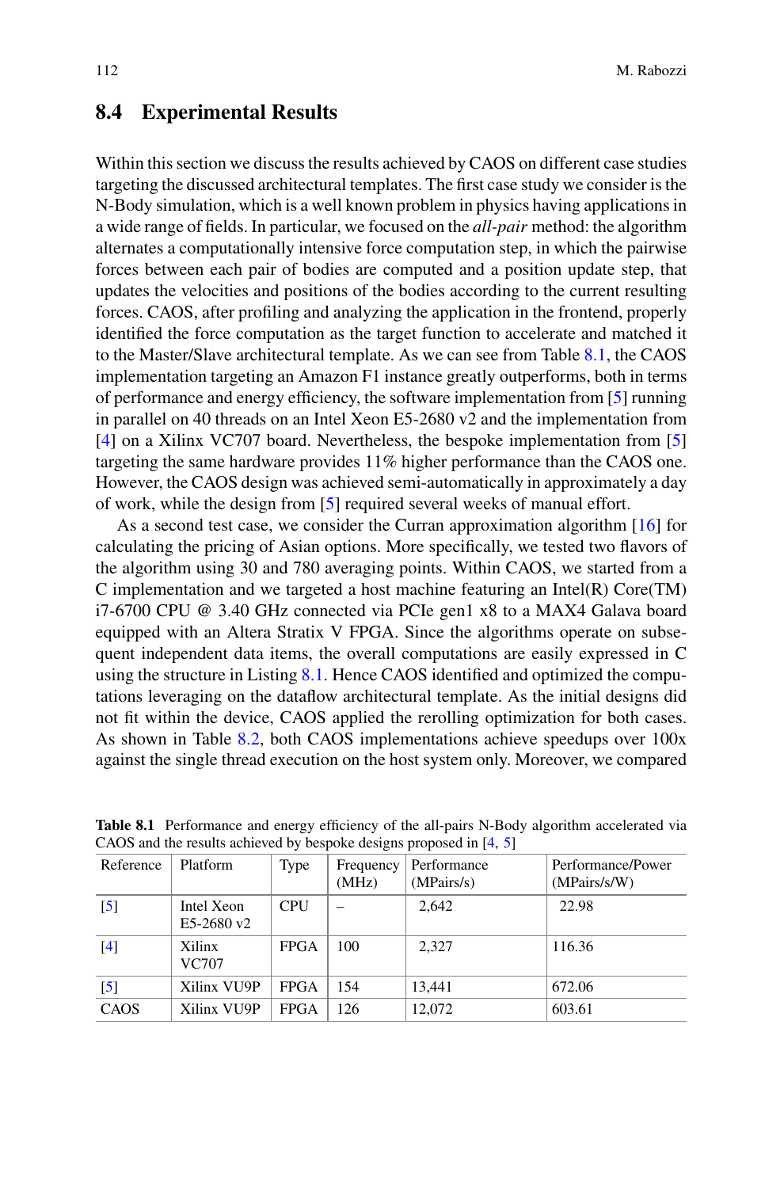## 8.4 Experimental Results

Within this section we discuss the results achieved by CAOS on different case studies targeting the discussed architectural templates. The first case study we consider is the N-Body simulation, which is a well known problem in physics having applications in a wide range of fields. In particular, we focused on the *all-pair* method: the algorithm alternates a computationally intensive force computation step, in which the pairwise forces between each pair of bodies are computed and a position update step, that updates the velocities and positions of the bodies according to the current resulting forces. CAOS, after profiling and analyzing the application in the frontend, properly identified the force computation as the target function to accelerate and matched it to the Master/Slave architectural template. As we can see from Table 8.1, the CAOS implementation targeting an Amazon F1 instance greatly outperforms, both in terms of performance and energy efficiency, the software implementation from [5] running in parallel on 40 threads on an Intel Xeon E5-2680 v2 and the implementation from [4] on a Xilinx VC707 board. Nevertheless, the bespoke implementation from [5] targeting the same hardware provides 11% higher performance than the CAOS one. However, the CAOS design was achieved semi-automatically in approximately a day of work, while the design from [5] required several weeks of manual effort.

As a second test case, we consider the Curran approximation algorithm [16] for calculating the pricing of Asian options. More specifically, we tested two flavors of the algorithm using 30 and 780 averaging points. Within CAOS, we started from a C implementation and we targeted a host machine featuring an Intel(R) Core(TM) i7-6700 CPU @ 3.40 GHz connected via PCIe gen1 x8 to a MAX4 Galava board equipped with an Altera Stratix V FPGA. Since the algorithms operate on subsequent independent data items, the overall computations are easily expressed in C using the structure in Listing 8.1. Hence CAOS identified and optimized the computations leveraging on the dataflow architectural template. As the initial designs did not fit within the device, CAOS applied the rerolling optimization for both cases. As shown in Table 8.2, both CAOS implementations achieve speedups over 100x against the single thread execution on the host system only. Moreover, we compared

**Table 8.1** Performance and energy efficiency of the all-pairs N-Body algorithm accelerated via CAOS and the results achieved by bespoke designs proposed in [4, 5]

| Reference | Platform | Type | Frequency (MHz) | Performance (MPairs/s) | Performance/Power (MPairs/s/W) |
|---|---|---|---|---|---|
| [5] | Intel Xeon E5-2680 v2 | CPU | – | 2,642 | 22.98 |
| [4] | Xilinx VC707 | FPGA | 100 | 2,327 | 116.36 |
| [5] | Xilinx VU9P | FPGA | 154 | 13,441 | 672.06 |
| CAOS | Xilinx VU9P | FPGA | 126 | 12,072 | 603.61 |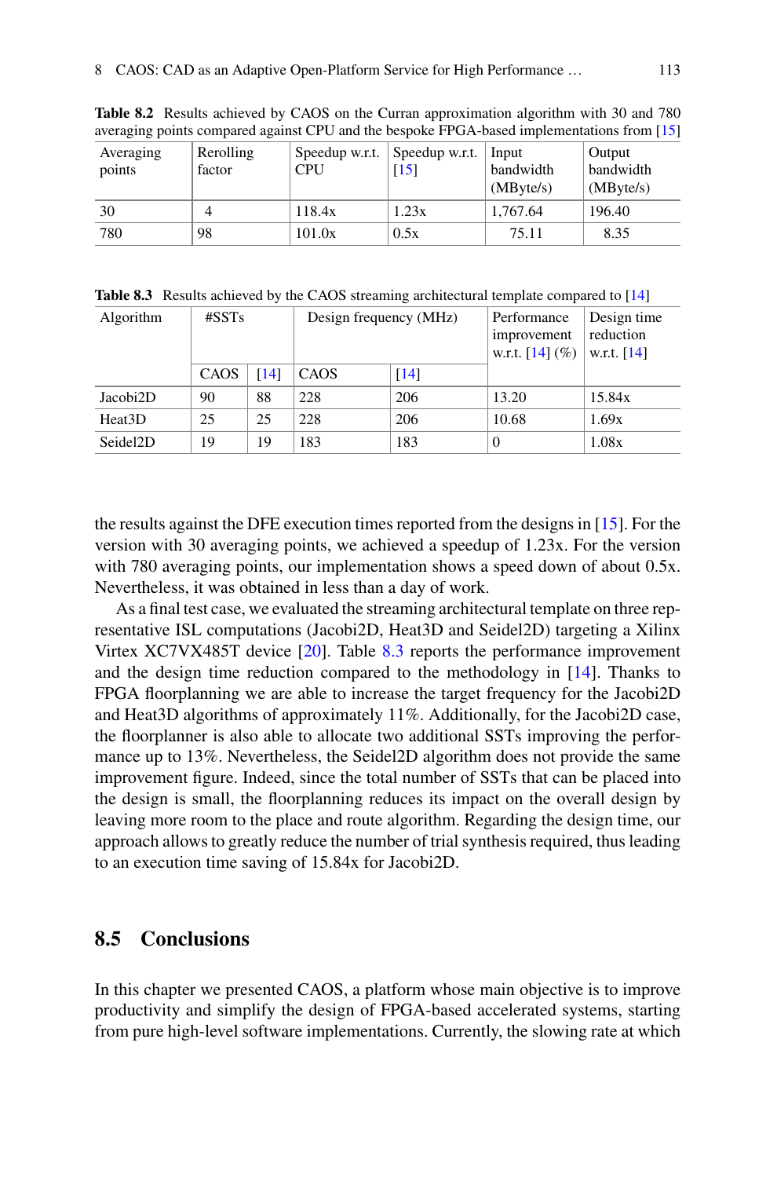**Table 8.2** Results achieved by CAOS on the Curran approximation algorithm with 30 and 780 averaging points compared against CPU and the bespoke FPGA-based implementations from [15]

| Averaging points | Rerolling factor | Speedup w.r.t. CPU | Speedup w.r.t. [15] | Input bandwidth (MByte/s) | Output bandwidth (MByte/s) |
|---|---|---|---|---|---|
| 30 | 4 | 118.4x | 1.23x | 1,767.64 | 196.40 |
| 780 | 98 | 101.0x | 0.5x | 75.11 | 8.35 |

**Table 8.3** Results achieved by the CAOS streaming architectural template compared to [14]

| Algorithm | #SSTs | | Design frequency (MHz) | | Performance improvement w.r.t. [14] (%) | Design time reduction w.r.t. [14] |
|---|---|---|---|---|---|---|
| | CAOS | [14] | CAOS | [14] | | |
| Jacobi2D | 90 | 88 | 228 | 206 | 13.20 | 15.84x |
| Heat3D | 25 | 25 | 228 | 206 | 10.68 | 1.69x |
| Seidel2D | 19 | 19 | 183 | 183 | 0 | 1.08x |

the results against the DFE execution times reported from the designs in [15]. For the version with 30 averaging points, we achieved a speedup of 1.23x. For the version with 780 averaging points, our implementation shows a speed down of about 0.5x. Nevertheless, it was obtained in less than a day of work.

As a final test case, we evaluated the streaming architectural template on three representative ISL computations (Jacobi2D, Heat3D and Seidel2D) targeting a Xilinx Virtex XC7VX485T device [20]. Table 8.3 reports the performance improvement and the design time reduction compared to the methodology in [14]. Thanks to FPGA floorplanning we are able to increase the target frequency for the Jacobi2D and Heat3D algorithms of approximately 11%. Additionally, for the Jacobi2D case, the floorplanner is also able to allocate two additional SSTs improving the performance up to 13%. Nevertheless, the Seidel2D algorithm does not provide the same improvement figure. Indeed, since the total number of SSTs that can be placed into the design is small, the floorplanning reduces its impact on the overall design by leaving more room to the place and route algorithm. Regarding the design time, our approach allows to greatly reduce the number of trial synthesis required, thus leading to an execution time saving of 15.84x for Jacobi2D.

## 8.5 Conclusions

In this chapter we presented CAOS, a platform whose main objective is to improve productivity and simplify the design of FPGA-based accelerated systems, starting from pure high-level software implementations. Currently, the slowing rate at which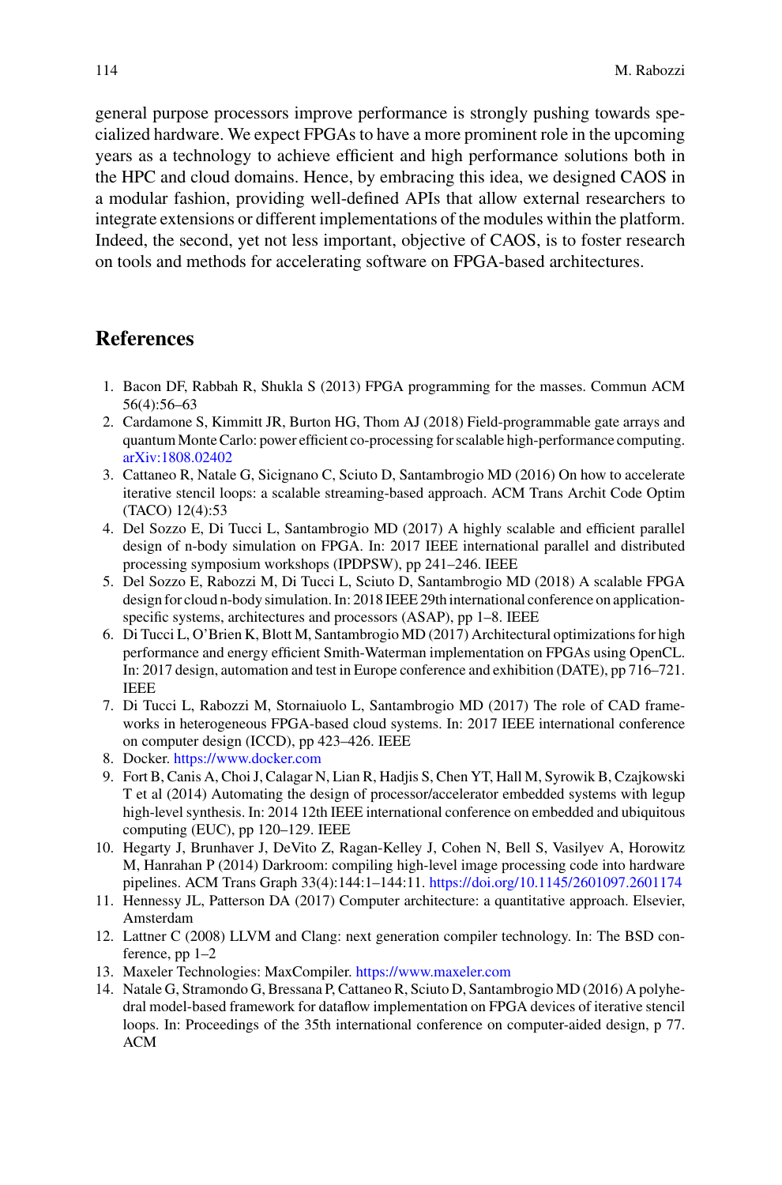general purpose processors improve performance is strongly pushing towards specialized hardware. We expect FPGAs to have a more prominent role in the upcoming years as a technology to achieve efficient and high performance solutions both in the HPC and cloud domains. Hence, by embracing this idea, we designed CAOS in a modular fashion, providing well-defined APIs that allow external researchers to integrate extensions or different implementations of the modules within the platform. Indeed, the second, yet not less important, objective of CAOS, is to foster research on tools and methods for accelerating software on FPGA-based architectures.

## References

1. Bacon DF, Rabbah R, Shukla S (2013) FPGA programming for the masses. Commun ACM 56(4):56–63
2. Cardamone S, Kimmitt JR, Burton HG, Thom AJ (2018) Field-programmable gate arrays and quantum Monte Carlo: power efficient co-processing for scalable high-performance computing. arXiv:1808.02402
3. Cattaneo R, Natale G, Sicignano C, Sciuto D, Santambrogio MD (2016) On how to accelerate iterative stencil loops: a scalable streaming-based approach. ACM Trans Archit Code Optim (TACO) 12(4):53
4. Del Sozzo E, Di Tucci L, Santambrogio MD (2017) A highly scalable and efficient parallel design of n-body simulation on FPGA. In: 2017 IEEE international parallel and distributed processing symposium workshops (IPDPSW), pp 241–246. IEEE
5. Del Sozzo E, Rabozzi M, Di Tucci L, Sciuto D, Santambrogio MD (2018) A scalable FPGA design for cloud n-body simulation. In: 2018 IEEE 29th international conference on application-specific systems, architectures and processors (ASAP), pp 1–8. IEEE
6. Di Tucci L, O'Brien K, Blott M, Santambrogio MD (2017) Architectural optimizations for high performance and energy efficient Smith-Waterman implementation on FPGAs using OpenCL. In: 2017 design, automation and test in Europe conference and exhibition (DATE), pp 716–721. IEEE
7. Di Tucci L, Rabozzi M, Stornaiuolo L, Santambrogio MD (2017) The role of CAD frameworks in heterogeneous FPGA-based cloud systems. In: 2017 IEEE international conference on computer design (ICCD), pp 423–426. IEEE
8. Docker. https://www.docker.com
9. Fort B, Canis A, Choi J, Calagar N, Lian R, Hadjis S, Chen YT, Hall M, Syrowik B, Czajkowski T et al (2014) Automating the design of processor/accelerator embedded systems with legup high-level synthesis. In: 2014 12th IEEE international conference on embedded and ubiquitous computing (EUC), pp 120–129. IEEE
10. Hegarty J, Brunhaver J, DeVito Z, Ragan-Kelley J, Cohen N, Bell S, Vasilyev A, Horowitz M, Hanrahan P (2014) Darkroom: compiling high-level image processing code into hardware pipelines. ACM Trans Graph 33(4):144:1–144:11. https://doi.org/10.1145/2601097.2601174
11. Hennessy JL, Patterson DA (2017) Computer architecture: a quantitative approach. Elsevier, Amsterdam
12. Lattner C (2008) LLVM and Clang: next generation compiler technology. In: The BSD conference, pp 1–2
13. Maxeler Technologies: MaxCompiler. https://www.maxeler.com
14. Natale G, Stramondo G, Bressana P, Cattaneo R, Sciuto D, Santambrogio MD (2016) A polyhedral model-based framework for dataflow implementation on FPGA devices of iterative stencil loops. In: Proceedings of the 35th international conference on computer-aided design, p 77. ACM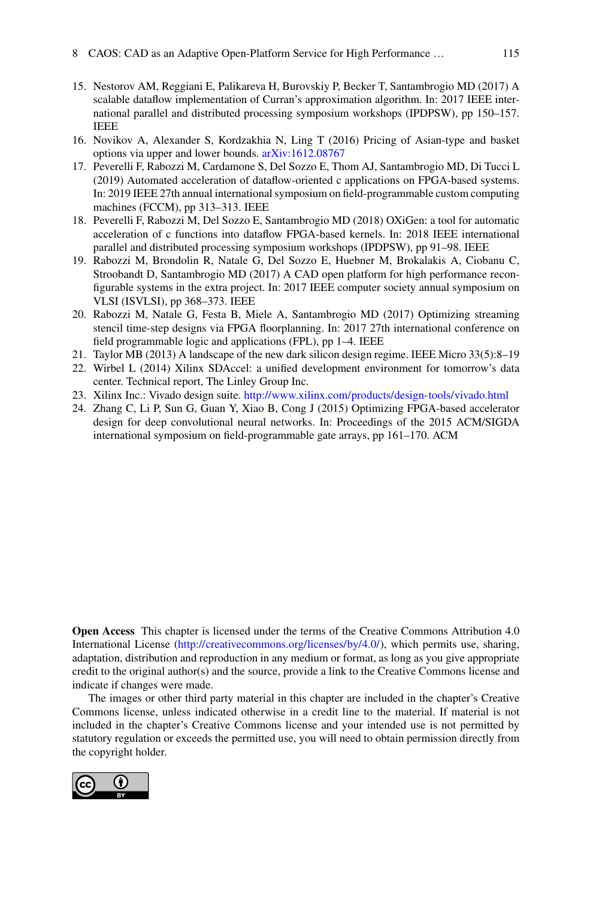15. Nestorov AM, Reggiani E, Palikareva H, Burovskiy P, Becker T, Santambrogio MD (2017) A scalable dataflow implementation of Curran's approximation algorithm. In: 2017 IEEE international parallel and distributed processing symposium workshops (IPDPSW), pp 150–157. IEEE
16. Novikov A, Alexander S, Kordzakhia N, Ling T (2016) Pricing of Asian-type and basket options via upper and lower bounds. arXiv:1612.08767
17. Peverelli F, Rabozzi M, Cardamone S, Del Sozzo E, Thom AJ, Santambrogio MD, Di Tucci L (2019) Automated acceleration of dataflow-oriented c applications on FPGA-based systems. In: 2019 IEEE 27th annual international symposium on field-programmable custom computing machines (FCCM), pp 313–313. IEEE
18. Peverelli F, Rabozzi M, Del Sozzo E, Santambrogio MD (2018) OXiGen: a tool for automatic acceleration of c functions into dataflow FPGA-based kernels. In: 2018 IEEE international parallel and distributed processing symposium workshops (IPDPSW), pp 91–98. IEEE
19. Rabozzi M, Brondolin R, Natale G, Del Sozzo E, Huebner M, Brokalakis A, Ciobanu C, Stroobandt D, Santambrogio MD (2017) A CAD open platform for high performance reconfigurable systems in the extra project. In: 2017 IEEE computer society annual symposium on VLSI (ISVLSI), pp 368–373. IEEE
20. Rabozzi M, Natale G, Festa B, Miele A, Santambrogio MD (2017) Optimizing streaming stencil time-step designs via FPGA floorplanning. In: 2017 27th international conference on field programmable logic and applications (FPL), pp 1–4. IEEE
21. Taylor MB (2013) A landscape of the new dark silicon design regime. IEEE Micro 33(5):8–19
22. Wirbel L (2014) Xilinx SDAccel: a unified development environment for tomorrow's data center. Technical report, The Linley Group Inc.
23. Xilinx Inc.: Vivado design suite. http://www.xilinx.com/products/design-tools/vivado.html
24. Zhang C, Li P, Sun G, Guan Y, Xiao B, Cong J (2015) Optimizing FPGA-based accelerator design for deep convolutional neural networks. In: Proceedings of the 2015 ACM/SIGDA international symposium on field-programmable gate arrays, pp 161–170. ACM

**Open Access** This chapter is licensed under the terms of the Creative Commons Attribution 4.0 International License (http://creativecommons.org/licenses/by/4.0/), which permits use, sharing, adaptation, distribution and reproduction in any medium or format, as long as you give appropriate credit to the original author(s) and the source, provide a link to the Creative Commons license and indicate if changes were made.

The images or other third party material in this chapter are included in the chapter's Creative Commons license, unless indicated otherwise in a credit line to the material. If material is not included in the chapter's Creative Commons license and your intended use is not permitted by statutory regulation or exceeds the permitted use, you will need to obtain permission directly from the copyright holder.